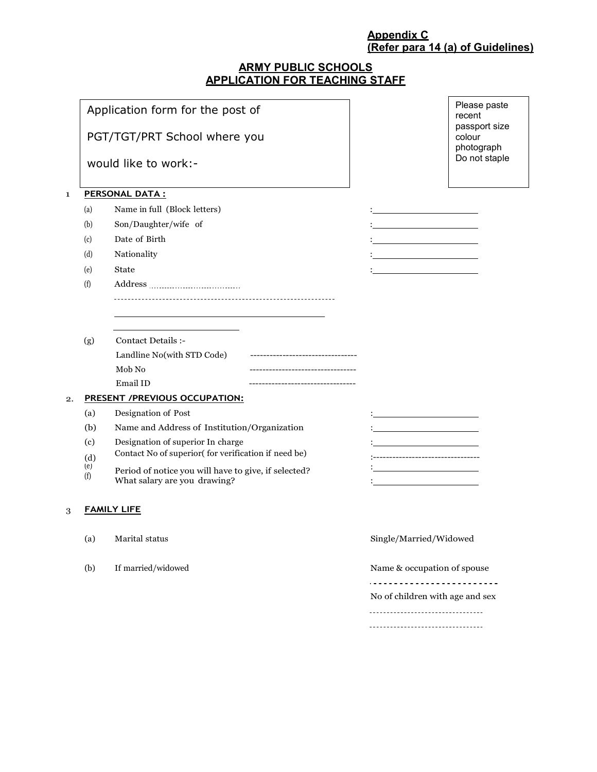**Appendix C**
**(Refer para 14 (a) of Guidelines)**

## ARMY PUBLIC SCHOOLS
## APPLICATION FOR TEACHING STAFF

Application form for the post of

PGT/TGT/PRT School where you

would like to work:-

Please paste recent passport size colour photograph Do not staple

1 **PERSONAL DATA :**

(a) Name in full (Block letters) : ____________________

(b) Son/Daughter/wife of : ____________________

(c) Date of Birth : ____________________

(d) Nationality : ____________________

(e) State : ____________________

(f) Address ....................................

---------------------------------------------------------------

____________________________________________

__________________________

(g) Contact Details :-

Landline No(with STD Code) ---------------------------------

Mob No ---------------------------------

Email ID ---------------------------------

2. **PRESENT /PREVIOUS OCCUPATION:**

(a) Designation of Post : ____________________

(b) Name and Address of Institution/Organization : ____________________

(c) Designation of superior In charge : ____________________

(d) Contact No of superior( for verification if need be) :---------------------------------

(e) Period of notice you will have to give, if selected? : ____________________

(f) What salary are you drawing? : ____________________

3 **FAMILY LIFE**

(a) Marital status Single/Married/Widowed

(b) If married/widowed Name & occupation of spouse

------------------------

No of children with age and sex

---------------------------------

---------------------------------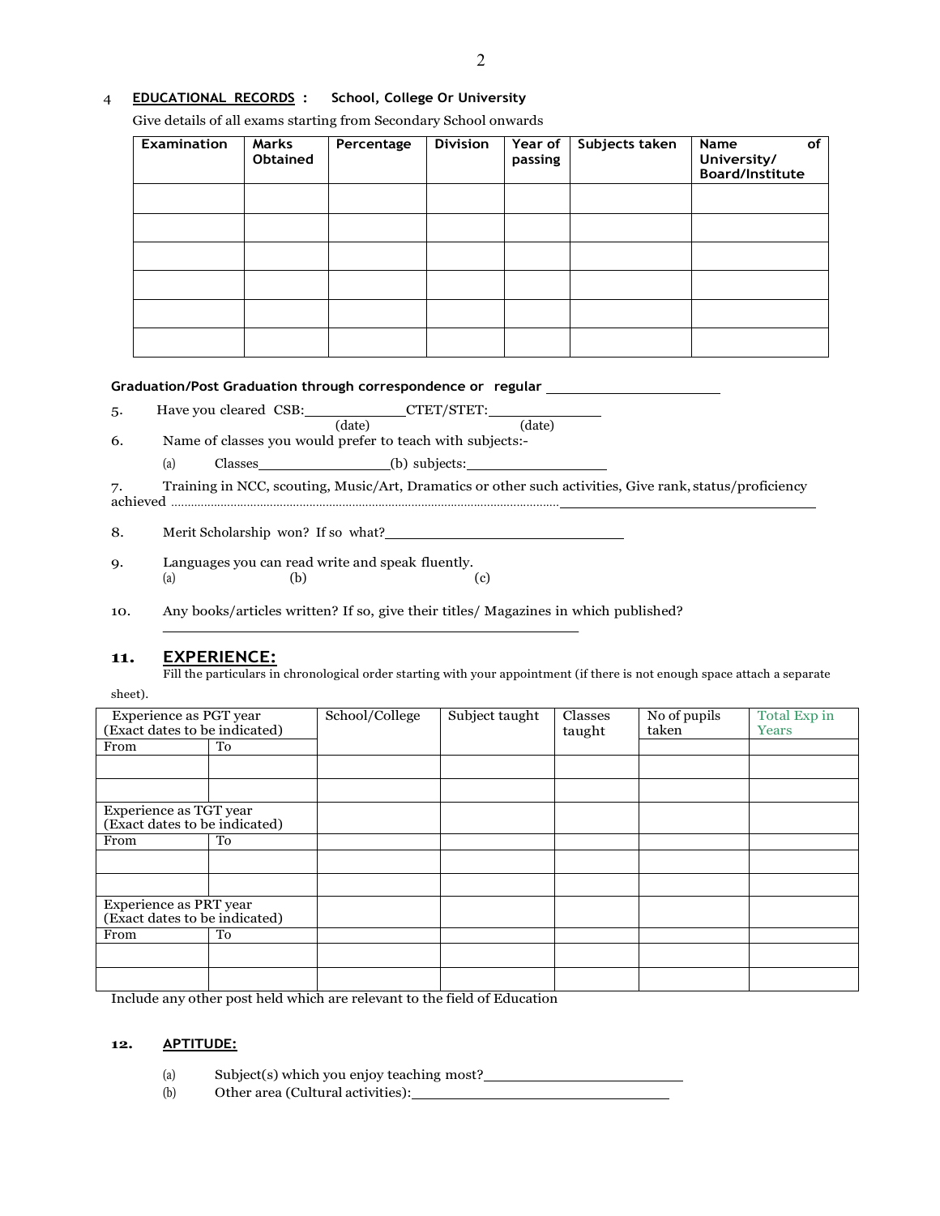4 **EDUCATIONAL RECORDS :** **School, College Or University**

Give details of all exams starting from Secondary School onwards

| Examination | Marks Obtained | Percentage | Division | Year of passing | Subjects taken | Name of University/ Board/Institute |
|---|---|---|---|---|---|---|
| | | | | | | |
| | | | | | | |
| | | | | | | |
| | | | | | | |
| | | | | | | |
| | | | | | | |

**Graduation/Post Graduation through correspondence or regular** ______________________

5. Have you cleared CSB:____________(date) CTET/STET:____________(date)

6. Name of classes you would prefer to teach with subjects:-

   (a) Classes________________(b) subjects:________________

7. Training in NCC, scouting, Music/Art, Dramatics or other such activities, Give rank, status/proficiency achieved ..................................................................................................................________________________________

8. Merit Scholarship won? If so what?______________________________

9. Languages you can read write and speak fluently.
   (a) (b) (c)

10. Any books/articles written? If so, give their titles/ Magazines in which published?
    ________________________________________________

## 11. EXPERIENCE:

Fill the particulars in chronological order starting with your appointment (if there is not enough space attach a separate sheet).

| Experience as PGT year (Exact dates to be indicated) | | School/College | Subject taught | Classes taught | No of pupils taken | Total Exp in Years |
|---|---|---|---|---|---|---|
| From | To | | | | | |
| | | | | | | |
| | | | | | | |
| Experience as TGT year (Exact dates to be indicated) | | | | | | |
| From | To | | | | | |
| | | | | | | |
| | | | | | | |
| Experience as PRT year (Exact dates to be indicated) | | | | | | |
| From | To | | | | | |
| | | | | | | |
| | | | | | | |

Include any other post held which are relevant to the field of Education

**12. APTITUDE:**

(a) Subject(s) which you enjoy teaching most?________________________

(b) Other area (Cultural activities):______________________________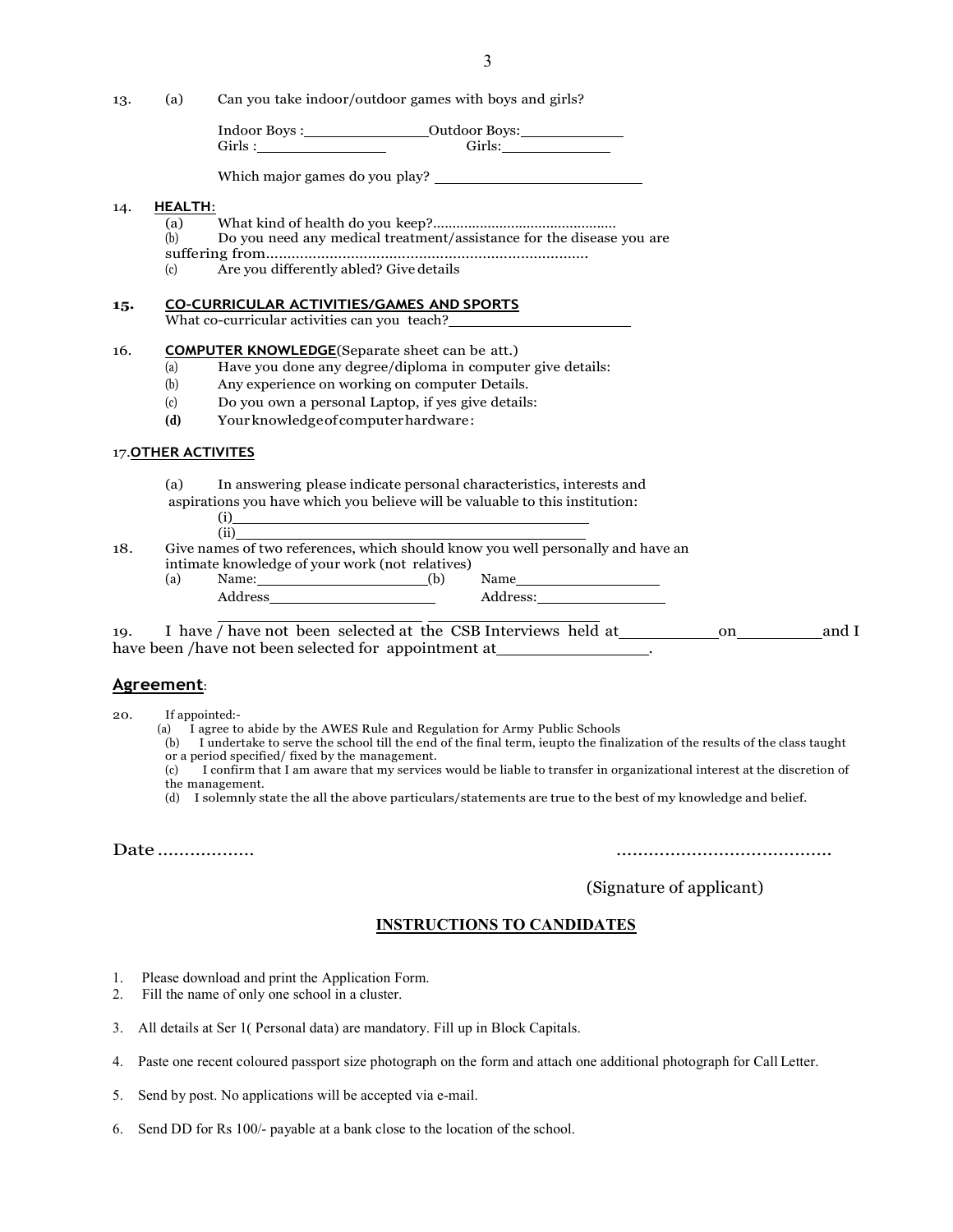13. (a) Can you take indoor/outdoor games with boys and girls?

Indoor Boys :________________Outdoor Boys:______________
Girls :________________ Girls:______________

Which major games do you play? ____________________________

14. **HEALTH**:
    (a) What kind of health do you keep?..............................................
    (b) Do you need any medical treatment/assistance for the disease you are suffering from............................................................................
    (c) Are you differently abled? Give details

15. **CO-CURRICULAR ACTIVITIES/GAMES AND SPORTS**
    What co-curricular activities can you teach?______________________

16. **COMPUTER KNOWLEDGE**(Separate sheet can be att.)
    (a) Have you done any degree/diploma in computer give details:
    (b) Any experience on working on computer Details.
    (c) Do you own a personal Laptop, if yes give details:
    **(d)** Your knowledge of computer hardware:

17.**OTHER ACTIVITES**

(a) In answering please indicate personal characteristics, interests and aspirations you have which you believe will be valuable to this institution:
(i)_______________________________________________
(ii)______________________________________________

18. Give names of two references, which should know you well personally and have an intimate knowledge of your work (not relatives)
    (a) Name:______________________(b) Name____________________
    Address______________________ Address:_________________
    ________________________ ______________________

19. I have / have not been selected at the CSB Interviews held at____________on__________and I have been /have not been selected for appointment at_________________.

## Agreement:

20. If appointed:-
    (a) I agree to abide by the AWES Rule and Regulation for Army Public Schools
    (b) I undertake to serve the school till the end of the final term, ieupto the finalization of the results of the class taught or a period specified/ fixed by the management.
    (c) I confirm that I am aware that my services would be liable to transfer in organizational interest at the discretion of the management.
    (d) I solemnly state the all the above particulars/statements are true to the best of my knowledge and belief.

Date ..................

........................................

(Signature of applicant)

## INSTRUCTIONS TO CANDIDATES

1. Please download and print the Application Form.
2. Fill the name of only one school in a cluster.
3. All details at Ser 1( Personal data) are mandatory. Fill up in Block Capitals.
4. Paste one recent coloured passport size photograph on the form and attach one additional photograph for Call Letter.
5. Send by post. No applications will be accepted via e-mail.
6. Send DD for Rs 100/- payable at a bank close to the location of the school.